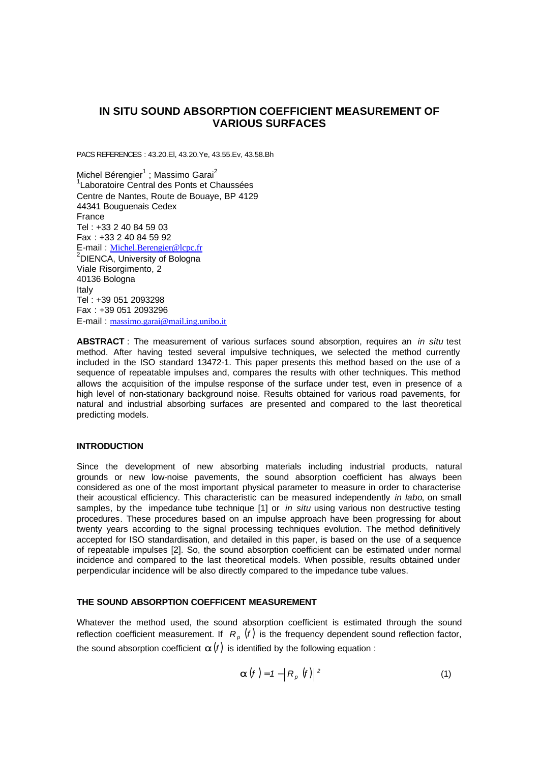# IN SITU SOUND ABSORPTION COEFFICIENT MEASUREMENT OF VARIOUS SURFACES

PACS REFERENCES : 43.20.El, 43.20.Ye, 43.55.Ev, 43.58.Bh

Michel Bérengier[1] ; Massimo Garai[2]
[1]Laboratoire Central des Ponts et Chaussées
Centre de Nantes, Route de Bouaye, BP 4129
44341 Bouguenais Cedex
France
Tel : +33 2 40 84 59 03
Fax : +33 2 40 84 59 92
E-mail : Michel.Berengier@lcpc.fr
[2]DIENCA, University of Bologna
Viale Risorgimento, 2
40136 Bologna
Italy
Tel : +39 051 2093298
Fax : +39 051 2093296
E-mail : massimo.garai@mail.ing.unibo.it

**ABSTRACT** : The measurement of various surfaces sound absorption, requires an *in situ* test method. After having tested several impulsive techniques, we selected the method currently included in the ISO standard 13472-1. This paper presents this method based on the use of a sequence of repeatable impulses and, compares the results with other techniques. This method allows the acquisition of the impulse response of the surface under test, even in presence of a high level of non-stationary background noise. Results obtained for various road pavements, for natural and industrial absorbing surfaces are presented and compared to the last theoretical predicting models.

### INTRODUCTION

Since the development of new absorbing materials including industrial products, natural grounds or new low-noise pavements, the sound absorption coefficient has always been considered as one of the most important physical parameter to measure in order to characterise their acoustical efficiency. This characteristic can be measured independently *in labo*, on small samples, by the impedance tube technique [1] or *in situ* using various non destructive testing procedures. These procedures based on an impulse approach have been progressing for about twenty years according to the signal processing techniques evolution. The method definitively accepted for ISO standardisation, and detailed in this paper, is based on the use of a sequence of repeatable impulses [2]. So, the sound absorption coefficient can be estimated under normal incidence and compared to the last theoretical models. When possible, results obtained under perpendicular incidence will be also directly compared to the impedance tube values.

### THE SOUND ABSORPTION COEFFICENT MEASUREMENT

Whatever the method used, the sound absorption coefficient is estimated through the sound reflection coefficient measurement. If $R_p(f)$ is the frequency dependent sound reflection factor, the sound absorption coefficient $\alpha(f)$ is identified by the following equation :

$$\alpha(f) = 1 - \left| R_p(f) \right|^2 \tag{1}$$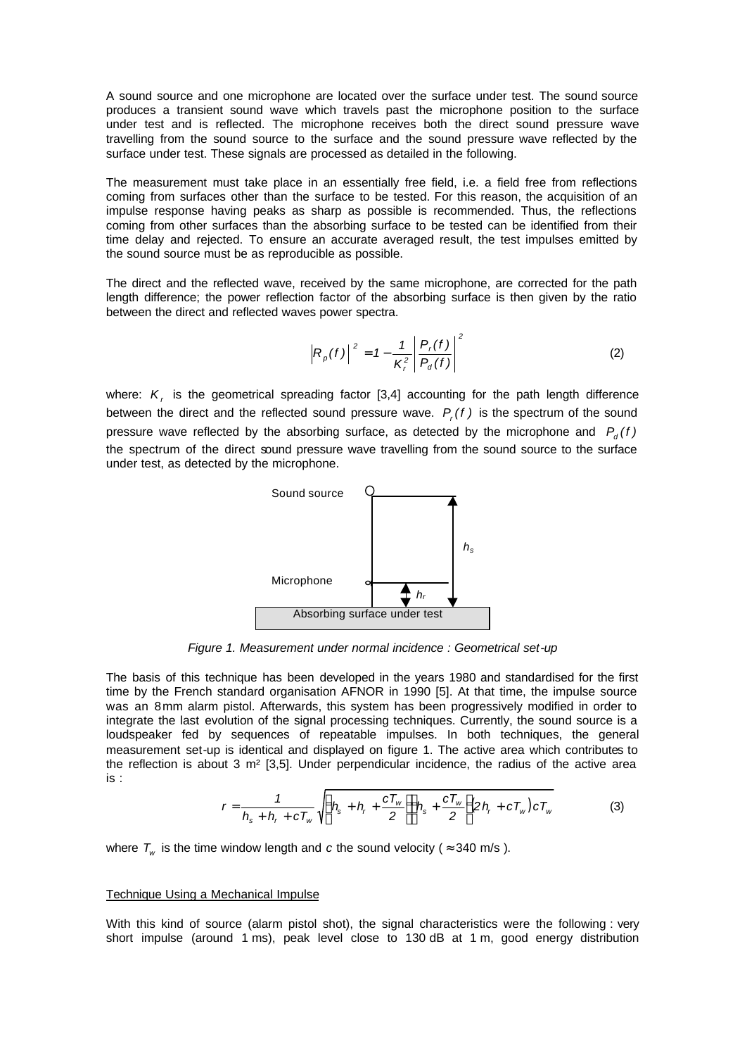A sound source and one microphone are located over the surface under test. The sound source produces a transient sound wave which travels past the microphone position to the surface under test and is reflected. The microphone receives both the direct sound pressure wave travelling from the sound source to the surface and the sound pressure wave reflected by the surface under test. These signals are processed as detailed in the following.

The measurement must take place in an essentially free field, i.e. a field free from reflections coming from surfaces other than the surface to be tested. For this reason, the acquisition of an impulse response having peaks as sharp as possible is recommended. Thus, the reflections coming from other surfaces than the absorbing surface to be tested can be identified from their time delay and rejected. To ensure an accurate averaged result, the test impulses emitted by the sound source must be as reproducible as possible.

The direct and the reflected wave, received by the same microphone, are corrected for the path length difference; the power reflection factor of the absorbing surface is then given by the ratio between the direct and reflected waves power spectra.

$$\left|R_p(f)\right|^2 = 1 - \frac{1}{K_r^2}\left|\frac{P_r(f)}{P_d(f)}\right|^2 \qquad (2)$$

where: $K_r$ is the geometrical spreading factor [3,4] accounting for the path length difference between the direct and the reflected sound pressure wave. $P_r(f)$ is the spectrum of the sound pressure wave reflected by the absorbing surface, as detected by the microphone and $P_d(f)$ the spectrum of the direct sound pressure wave travelling from the sound source to the surface under test, as detected by the microphone.

Sound source

Microphone

$h_s$

$h_r$

Absorbing surface under test

*Figure 1. Measurement under normal incidence : Geometrical set-up*

The basis of this technique has been developed in the years 1980 and standardised for the first time by the French standard organisation AFNOR in 1990 [5]. At that time, the impulse source was an 8 mm alarm pistol. Afterwards, this system has been progressively modified in order to integrate the last evolution of the signal processing techniques. Currently, the sound source is a loudspeaker fed by sequences of repeatable impulses. In both techniques, the general measurement set-up is identical and displayed on figure 1. The active area which contributes to the reflection is about 3 m² [3,5]. Under perpendicular incidence, the radius of the active area is :

$$r = \frac{1}{h_s + h_r + cT_w}\sqrt{\left(h_s + h_r + \frac{cT_w}{2}\right)\left(h_s + \frac{cT_w}{2}\right)\left(2h_r + cT_w\right)cT_w} \qquad (3)$$

where $T_w$ is the time window length and $c$ the sound velocity ( $\approx$ 340 m/s ).

Technique Using a Mechanical Impulse

With this kind of source (alarm pistol shot), the signal characteristics were the following : very short impulse (around 1 ms), peak level close to 130 dB at 1 m, good energy distribution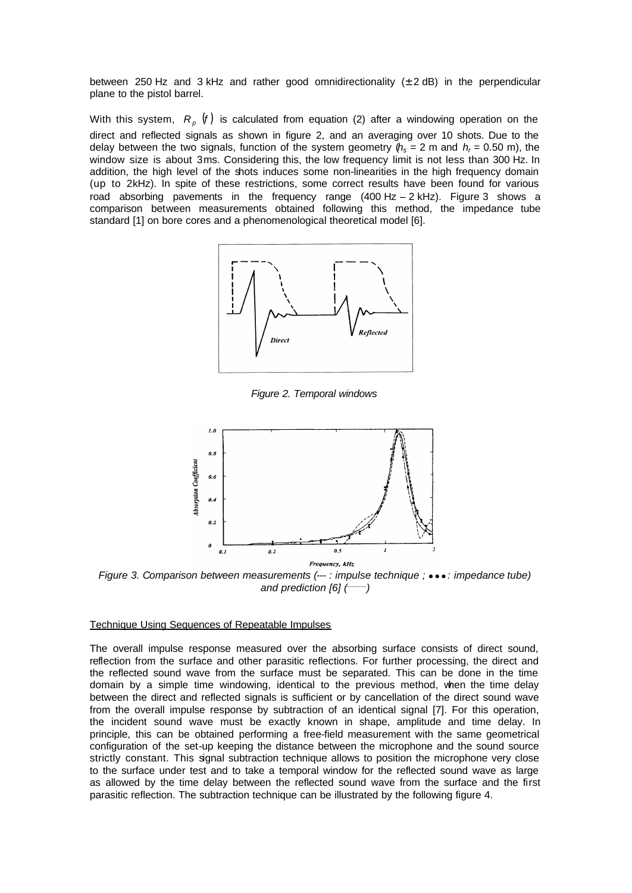between 250 Hz and 3 kHz and rather good omnidirectionality (± 2 dB) in the perpendicular plane to the pistol barrel.

With this system, $R_p(f)$ is calculated from equation (2) after a windowing operation on the direct and reflected signals as shown in figure 2, and an averaging over 10 shots. Due to the delay between the two signals, function of the system geometry ($h_s$ = 2 m and $h_r$ = 0.50 m), the window size is about 3 ms. Considering this, the low frequency limit is not less than 300 Hz. In addition, the high level of the shots induces some non-linearities in the high frequency domain (up to 2kHz). In spite of these restrictions, some correct results have been found for various road absorbing pavements in the frequency range (400 Hz – 2 kHz). Figure 3 shows a comparison between measurements obtained following this method, the impedance tube standard [1] on bore cores and a phenomenological theoretical model [6].

*Figure 2. Temporal windows*

*Figure 3. Comparison between measurements (--- : impulse technique ; ●●●: impedance tube) and prediction [6] (——)*

Technique Using Sequences of Repeatable Impulses

The overall impulse response measured over the absorbing surface consists of direct sound, reflection from the surface and other parasitic reflections. For further processing, the direct and the reflected sound wave from the surface must be separated. This can be done in the time domain by a simple time windowing, identical to the previous method, when the time delay between the direct and reflected signals is sufficient or by cancellation of the direct sound wave from the overall impulse response by subtraction of an identical signal [7]. For this operation, the incident sound wave must be exactly known in shape, amplitude and time delay. In principle, this can be obtained performing a free-field measurement with the same geometrical configuration of the set-up keeping the distance between the microphone and the sound source strictly constant. This signal subtraction technique allows to position the microphone very close to the surface under test and to take a temporal window for the reflected sound wave as large as allowed by the time delay between the reflected sound wave from the surface and the first parasitic reflection. The subtraction technique can be illustrated by the following figure 4.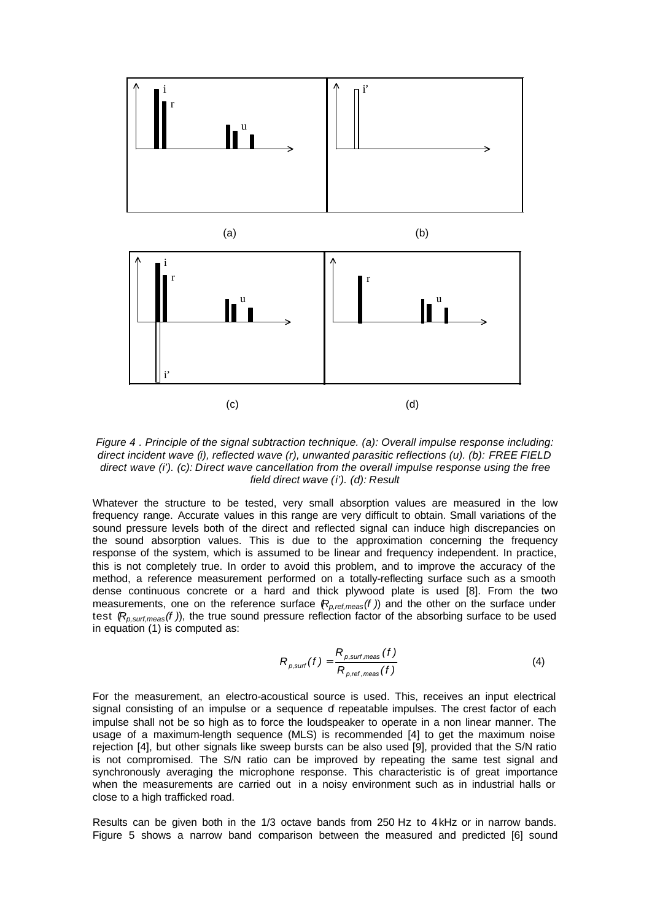Figure 4 . Principle of the signal subtraction technique. (a): Overall impulse response including: direct incident wave (i), reflected wave (r), unwanted parasitic reflections (u). (b): FREE FIELD direct wave (i'). (c): Direct wave cancellation from the overall impulse response using the free field direct wave (i'). (d): Result

Whatever the structure to be tested, very small absorption values are measured in the low frequency range. Accurate values in this range are very difficult to obtain. Small variations of the sound pressure levels both of the direct and reflected signal can induce high discrepancies on the sound absorption values. This is due to the approximation concerning the frequency response of the system, which is assumed to be linear and frequency independent. In practice, this is not completely true. In order to avoid this problem, and to improve the accuracy of the method, a reference measurement performed on a totally-reflecting surface such as a smooth dense continuous concrete or a hard and thick plywood plate is used [8]. From the two measurements, one on the reference surface ($R_{p,ref,meas}(f)$) and the other on the surface under test ($R_{p,surf,meas}(f)$), the true sound pressure reflection factor of the absorbing surface to be used in equation (1) is computed as:

$$R_{p,surf}(f) = \frac{R_{p,surf,meas}(f)}{R_{p,ref,meas}(f)} \tag{4}$$

For the measurement, an electro-acoustical source is used. This, receives an input electrical signal consisting of an impulse or a sequence of repeatable impulses. The crest factor of each impulse shall not be so high as to force the loudspeaker to operate in a non linear manner. The usage of a maximum-length sequence (MLS) is recommended [4] to get the maximum noise rejection [4], but other signals like sweep bursts can be also used [9], provided that the S/N ratio is not compromised. The S/N ratio can be improved by repeating the same test signal and synchronously averaging the microphone response. This characteristic is of great importance when the measurements are carried out in a noisy environment such as in industrial halls or close to a high trafficked road.

Results can be given both in the 1/3 octave bands from 250 Hz to 4 kHz or in narrow bands. Figure 5 shows a narrow band comparison between the measured and predicted [6] sound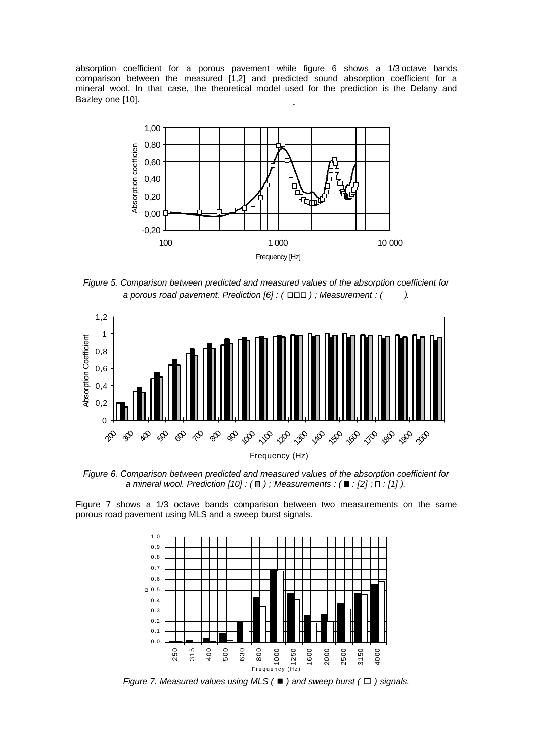absorption coefficient for a porous pavement while figure 6 shows a 1/3 octave bands comparison between the measured [1,2] and predicted sound absorption coefficient for a mineral wool. In that case, the theoretical model used for the prediction is the Delany and Bazley one [10].

*Figure 5. Comparison between predicted and measured values of the absorption coefficient for a porous road pavement. Prediction [6] : ( □□□ ) ; Measurement : ( —— ).*

*Figure 6. Comparison between predicted and measured values of the absorption coefficient for a mineral wool. Prediction [10] : ( ▯ ) ; Measurements : ( ■ : [2] ; □ : [1] ).*

Figure 7 shows a 1/3 octave bands comparison between two measurements on the same porous road pavement using MLS and a sweep burst signals.

*Figure 7. Measured values using MLS ( ■ ) and sweep burst ( □ ) signals.*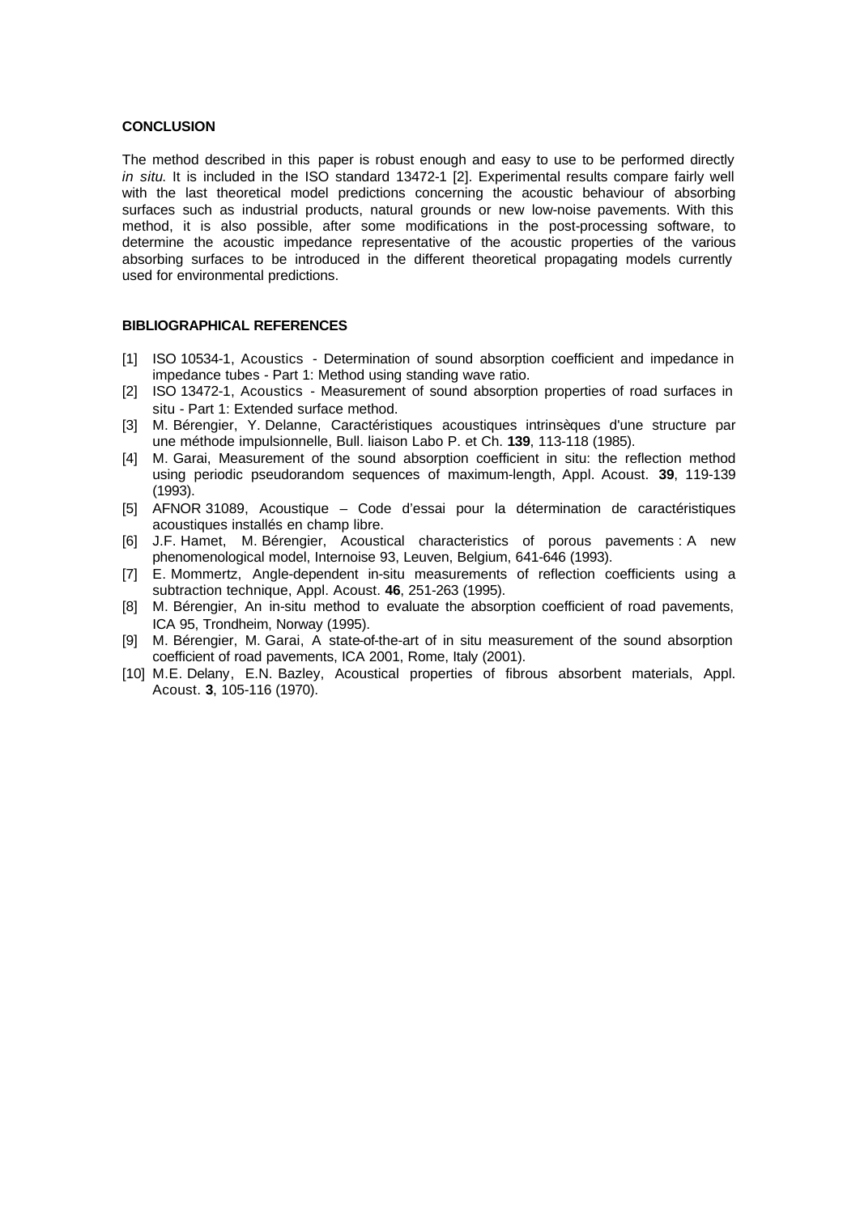## CONCLUSION

The method described in this paper is robust enough and easy to use to be performed directly *in situ.* It is included in the ISO standard 13472-1 [2]. Experimental results compare fairly well with the last theoretical model predictions concerning the acoustic behaviour of absorbing surfaces such as industrial products, natural grounds or new low-noise pavements. With this method, it is also possible, after some modifications in the post-processing software, to determine the acoustic impedance representative of the acoustic properties of the various absorbing surfaces to be introduced in the different theoretical propagating models currently used for environmental predictions.

## BIBLIOGRAPHICAL REFERENCES

[1] ISO 10534-1, Acoustics - Determination of sound absorption coefficient and impedance in impedance tubes - Part 1: Method using standing wave ratio.

[2] ISO 13472-1, Acoustics - Measurement of sound absorption properties of road surfaces in situ - Part 1: Extended surface method.

[3] M. Bérengier, Y. Delanne, Caractéristiques acoustiques intrinsèques d'une structure par une méthode impulsionnelle, Bull. liaison Labo P. et Ch. **139**, 113-118 (1985).

[4] M. Garai, Measurement of the sound absorption coefficient in situ: the reflection method using periodic pseudorandom sequences of maximum-length, Appl. Acoust. **39**, 119-139 (1993).

[5] AFNOR 31089, Acoustique – Code d'essai pour la détermination de caractéristiques acoustiques installés en champ libre.

[6] J.F. Hamet, M. Bérengier, Acoustical characteristics of porous pavements : A new phenomenological model, Internoise 93, Leuven, Belgium, 641-646 (1993).

[7] E. Mommertz, Angle-dependent in-situ measurements of reflection coefficients using a subtraction technique, Appl. Acoust. **46**, 251-263 (1995).

[8] M. Bérengier, An in-situ method to evaluate the absorption coefficient of road pavements, ICA 95, Trondheim, Norway (1995).

[9] M. Bérengier, M. Garai, A state-of-the-art of in situ measurement of the sound absorption coefficient of road pavements, ICA 2001, Rome, Italy (2001).

[10] M.E. Delany, E.N. Bazley, Acoustical properties of fibrous absorbent materials, Appl. Acoust. **3**, 105-116 (1970).